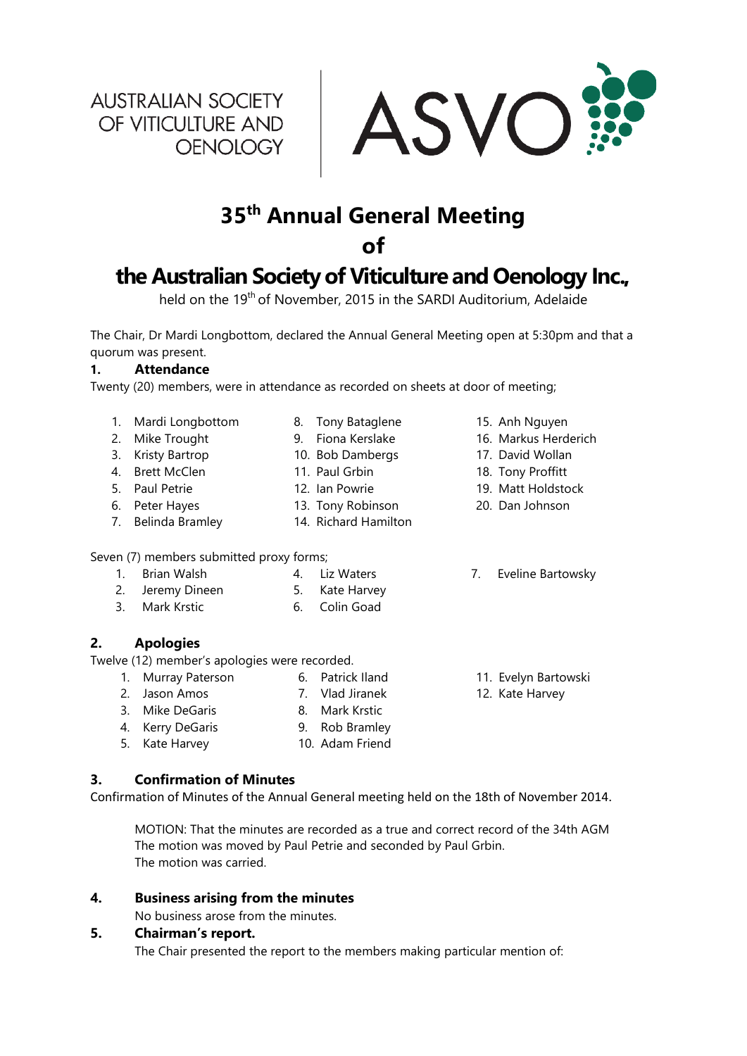AUSTRALIAN SOCIETY OF VITICULTURE AND OENOLOGY

ASVO

# 35th Annual General Meeting of the Australian Society of Viticulture and Oenology Inc.,

held on the 19th of November, 2015 in the SARDI Auditorium, Adelaide

The Chair, Dr Mardi Longbottom, declared the Annual General Meeting open at 5:30pm and that a quorum was present.

## 1. Attendance

Twenty (20) members, were in attendance as recorded on sheets at door of meeting;

1. Mardi Longbottom
2. Mike Trought
3. Kristy Bartrop
4. Brett McClen
5. Paul Petrie
6. Peter Hayes
7. Belinda Bramley
8. Tony Bataglene
9. Fiona Kerslake
10. Bob Dambergs
11. Paul Grbin
12. Ian Powrie
13. Tony Robinson
14. Richard Hamilton
15. Anh Nguyen
16. Markus Herderich
17. David Wollan
18. Tony Proffitt
19. Matt Holdstock
20. Dan Johnson

Seven (7) members submitted proxy forms;

1. Brian Walsh
2. Jeremy Dineen
3. Mark Krstic
4. Liz Waters
5. Kate Harvey
6. Colin Goad
7. Eveline Bartowsky

## 2. Apologies

Twelve (12) member's apologies were recorded.

1. Murray Paterson
2. Jason Amos
3. Mike DeGaris
4. Kerry DeGaris
5. Kate Harvey
6. Patrick Iland
7. Vlad Jiranek
8. Mark Krstic
9. Rob Bramley
10. Adam Friend
11. Evelyn Bartowski
12. Kate Harvey

## 3. Confirmation of Minutes

Confirmation of Minutes of the Annual General meeting held on the 18th of November 2014.

MOTION: That the minutes are recorded as a true and correct record of the 34th AGM
The motion was moved by Paul Petrie and seconded by Paul Grbin.
The motion was carried.

## 4. Business arising from the minutes

No business arose from the minutes.

## 5. Chairman's report.

The Chair presented the report to the members making particular mention of: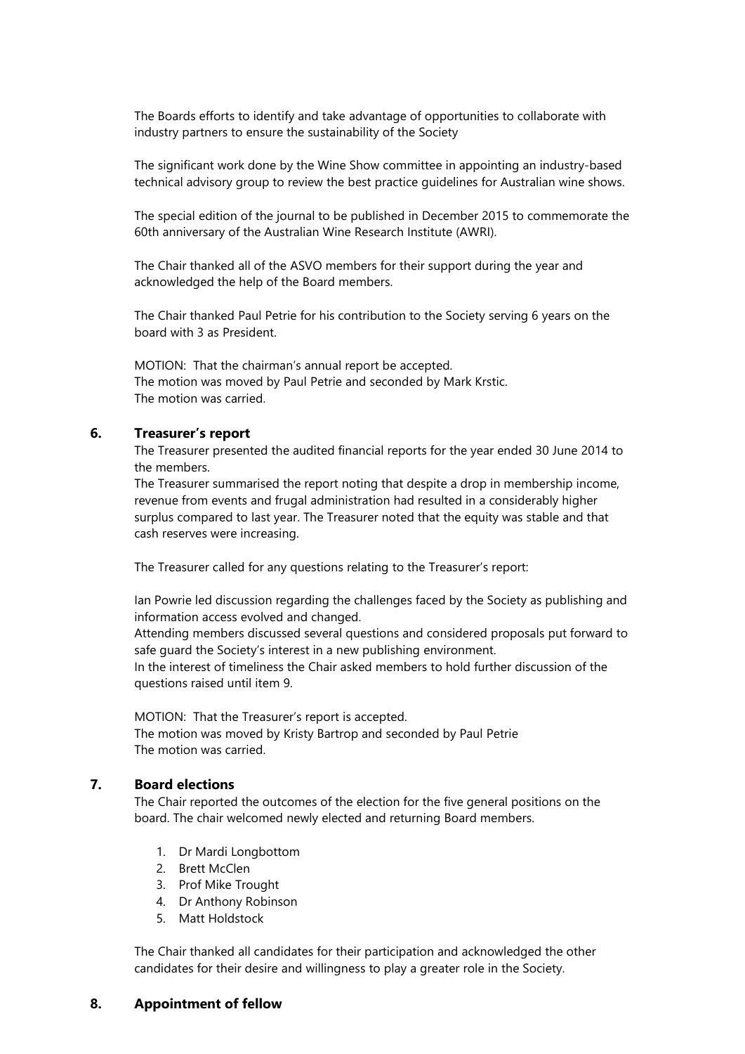The Boards efforts to identify and take advantage of opportunities to collaborate with industry partners to ensure the sustainability of the Society

The significant work done by the Wine Show committee in appointing an industry-based technical advisory group to review the best practice guidelines for Australian wine shows.

The special edition of the journal to be published in December 2015 to commemorate the 60th anniversary of the Australian Wine Research Institute (AWRI).

The Chair thanked all of the ASVO members for their support during the year and acknowledged the help of the Board members.

The Chair thanked Paul Petrie for his contribution to the Society serving 6 years on the board with 3 as President.

MOTION: That the chairman's annual report be accepted.
The motion was moved by Paul Petrie and seconded by Mark Krstic.
The motion was carried.

## 6. Treasurer's report

The Treasurer presented the audited financial reports for the year ended 30 June 2014 to the members.
The Treasurer summarised the report noting that despite a drop in membership income, revenue from events and frugal administration had resulted in a considerably higher surplus compared to last year. The Treasurer noted that the equity was stable and that cash reserves were increasing.

The Treasurer called for any questions relating to the Treasurer's report:

Ian Powrie led discussion regarding the challenges faced by the Society as publishing and information access evolved and changed.
Attending members discussed several questions and considered proposals put forward to safe guard the Society's interest in a new publishing environment.
In the interest of timeliness the Chair asked members to hold further discussion of the questions raised until item 9.

MOTION: That the Treasurer's report is accepted.
The motion was moved by Kristy Bartrop and seconded by Paul Petrie
The motion was carried.

## 7. Board elections

The Chair reported the outcomes of the election for the five general positions on the board. The chair welcomed newly elected and returning Board members.

1. Dr Mardi Longbottom
2. Brett McClen
3. Prof Mike Trought
4. Dr Anthony Robinson
5. Matt Holdstock

The Chair thanked all candidates for their participation and acknowledged the other candidates for their desire and willingness to play a greater role in the Society.

## 8. Appointment of fellow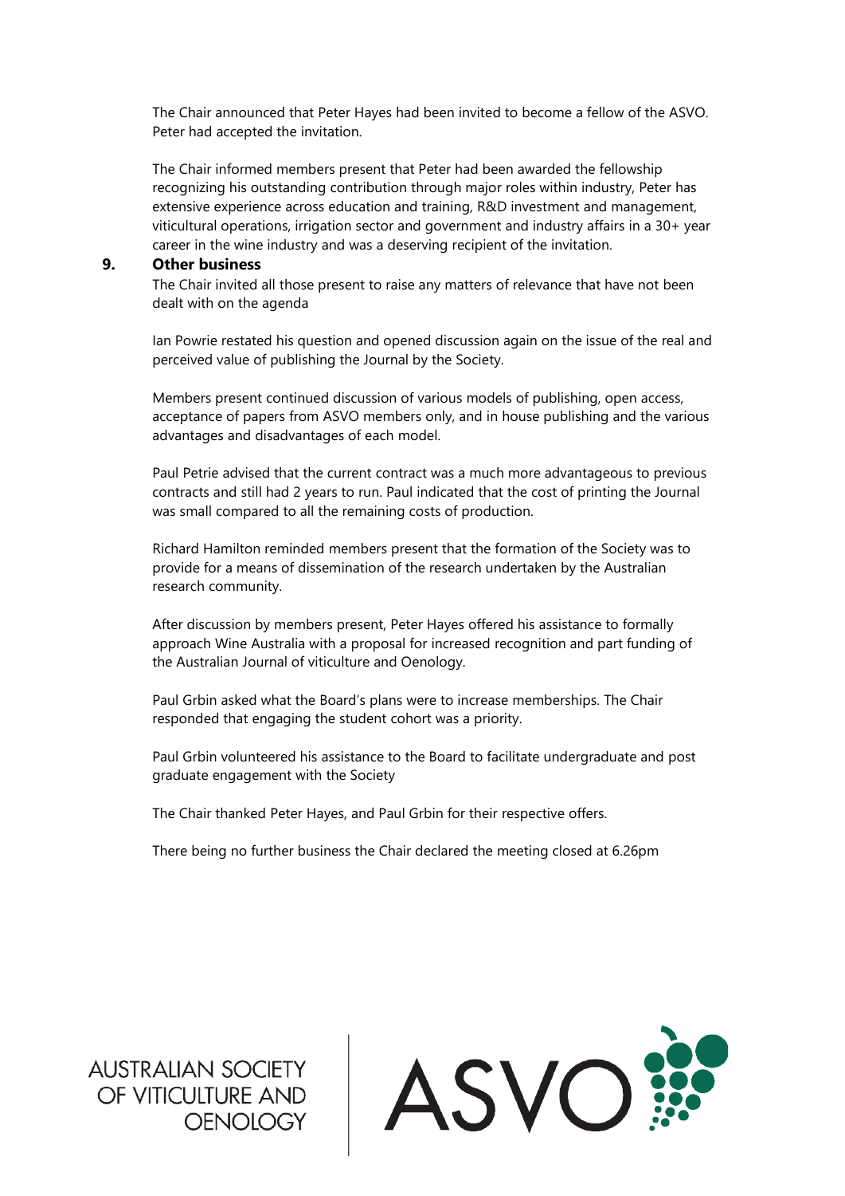The Chair announced that Peter Hayes had been invited to become a fellow of the ASVO. Peter had accepted the invitation.

The Chair informed members present that Peter had been awarded the fellowship recognizing his outstanding contribution through major roles within industry, Peter has extensive experience across education and training, R&D investment and management, viticultural operations, irrigation sector and government and industry affairs in a 30+ year career in the wine industry and was a deserving recipient of the invitation.

## 9. Other business

The Chair invited all those present to raise any matters of relevance that have not been dealt with on the agenda

Ian Powrie restated his question and opened discussion again on the issue of the real and perceived value of publishing the Journal by the Society.

Members present continued discussion of various models of publishing, open access, acceptance of papers from ASVO members only, and in house publishing and the various advantages and disadvantages of each model.

Paul Petrie advised that the current contract was a much more advantageous to previous contracts and still had 2 years to run. Paul indicated that the cost of printing the Journal was small compared to all the remaining costs of production.

Richard Hamilton reminded members present that the formation of the Society was to provide for a means of dissemination of the research undertaken by the Australian research community.

After discussion by members present, Peter Hayes offered his assistance to formally approach Wine Australia with a proposal for increased recognition and part funding of the Australian Journal of viticulture and Oenology.

Paul Grbin asked what the Board's plans were to increase memberships. The Chair responded that engaging the student cohort was a priority.

Paul Grbin volunteered his assistance to the Board to facilitate undergraduate and post graduate engagement with the Society

The Chair thanked Peter Hayes, and Paul Grbin for their respective offers.

There being no further business the Chair declared the meeting closed at 6.26pm

AUSTRALIAN SOCIETY OF VITICULTURE AND OENOLOGY

ASVO